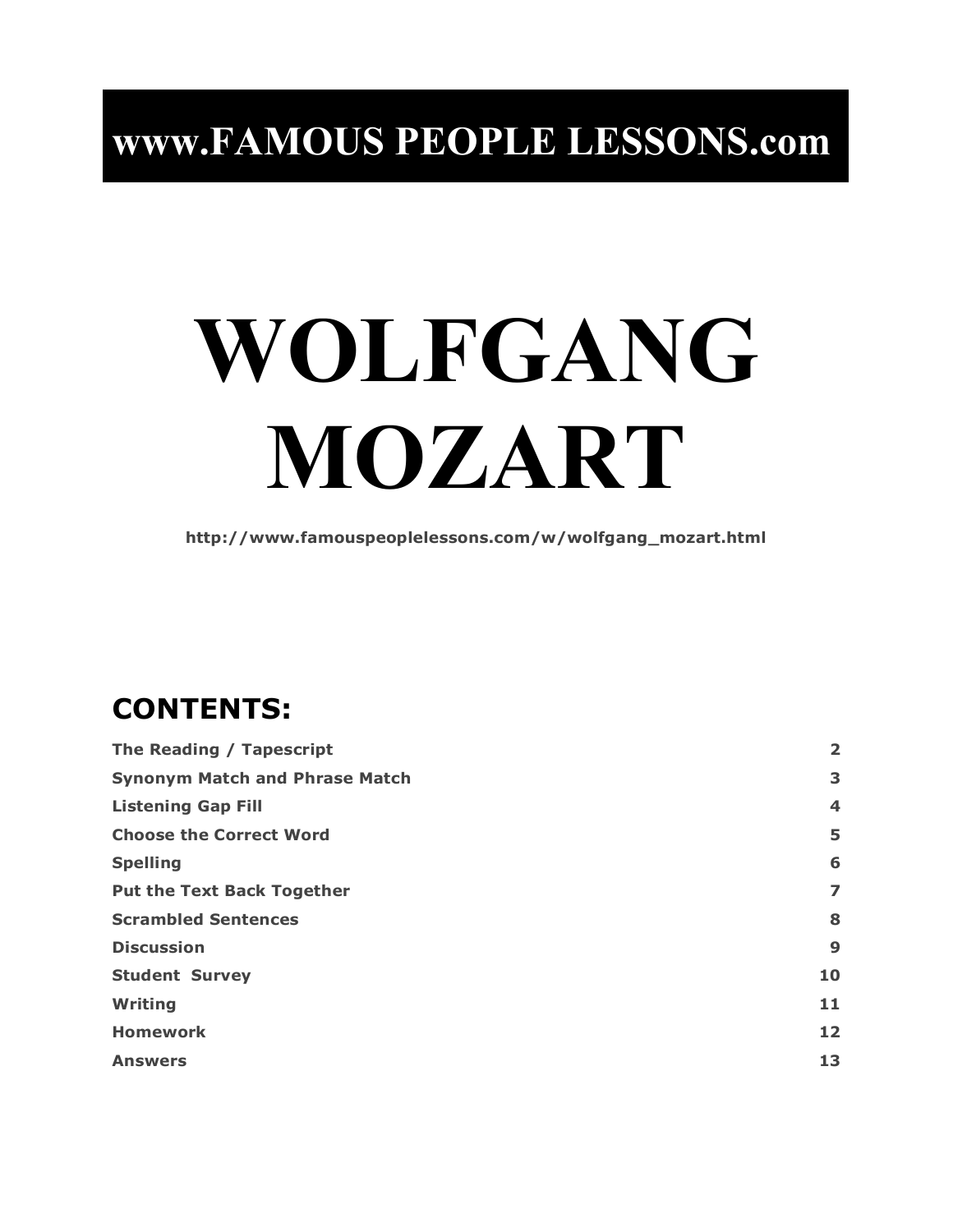# www.FAMOUS PEOPLE LESSONS.com

# WOLFGANG MOZART

**http://www.famouspeoplelessons.com/w/wolfgang_mozart.html**

## CONTENTS:

| | |
|---|---|
| **The Reading / Tapescript** | **2** |
| **Synonym Match and Phrase Match** | **3** |
| **Listening Gap Fill** | **4** |
| **Choose the Correct Word** | **5** |
| **Spelling** | **6** |
| **Put the Text Back Together** | **7** |
| **Scrambled Sentences** | **8** |
| **Discussion** | **9** |
| **Student Survey** | **10** |
| **Writing** | **11** |
| **Homework** | **12** |
| **Answers** | **13** |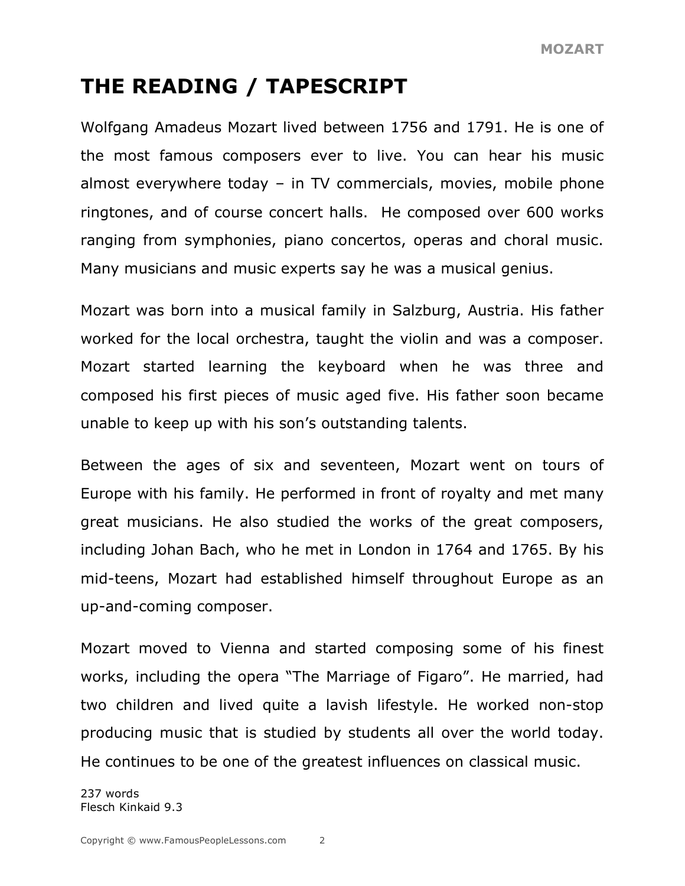# THE READING / TAPESCRIPT

Wolfgang Amadeus Mozart lived between 1756 and 1791. He is one of the most famous composers ever to live. You can hear his music almost everywhere today – in TV commercials, movies, mobile phone ringtones, and of course concert halls. He composed over 600 works ranging from symphonies, piano concertos, operas and choral music. Many musicians and music experts say he was a musical genius.

Mozart was born into a musical family in Salzburg, Austria. His father worked for the local orchestra, taught the violin and was a composer. Mozart started learning the keyboard when he was three and composed his first pieces of music aged five. His father soon became unable to keep up with his son's outstanding talents.

Between the ages of six and seventeen, Mozart went on tours of Europe with his family. He performed in front of royalty and met many great musicians. He also studied the works of the great composers, including Johan Bach, who he met in London in 1764 and 1765. By his mid-teens, Mozart had established himself throughout Europe as an up-and-coming composer.

Mozart moved to Vienna and started composing some of his finest works, including the opera "The Marriage of Figaro". He married, had two children and lived quite a lavish lifestyle. He worked non-stop producing music that is studied by students all over the world today. He continues to be one of the greatest influences on classical music.

237 words
Flesch Kinkaid 9.3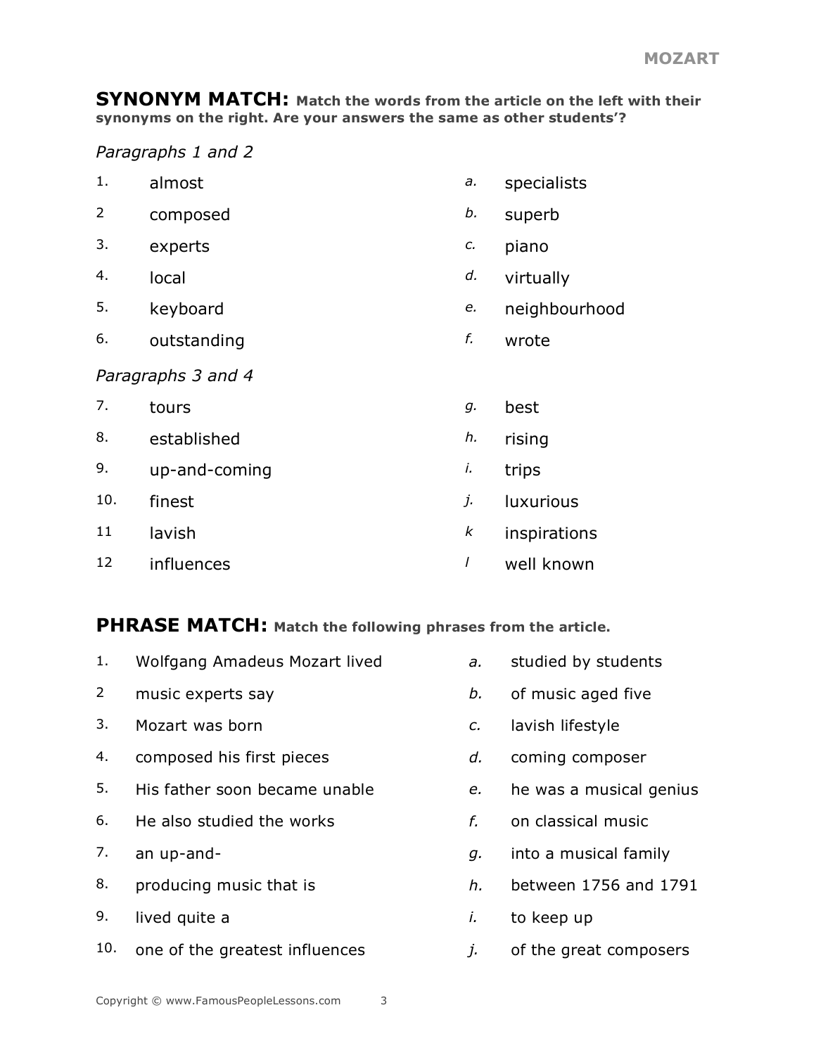## SYNONYM MATCH: Match the words from the article on the left with their synonyms on the right. Are your answers the same as other students'?

*Paragraphs 1 and 2*

| | | | |
|---|---|---|---|
| 1. | almost | *a.* | specialists |
| 2 | composed | *b.* | superb |
| 3. | experts | *c.* | piano |
| 4. | local | *d.* | virtually |
| 5. | keyboard | *e.* | neighbourhood |
| 6. | outstanding | *f.* | wrote |

*Paragraphs 3 and 4*

| | | | |
|---|---|---|---|
| 7. | tours | *g.* | best |
| 8. | established | *h.* | rising |
| 9. | up-and-coming | *i.* | trips |
| 10. | finest | *j.* | luxurious |
| 11 | lavish | *k* | inspirations |
| 12 | influences | *l* | well known |

## PHRASE MATCH: Match the following phrases from the article.

| | | | |
|---|---|---|---|
| 1. | Wolfgang Amadeus Mozart lived | *a.* | studied by students |
| 2 | music experts say | *b.* | of music aged five |
| 3. | Mozart was born | *c.* | lavish lifestyle |
| 4. | composed his first pieces | *d.* | coming composer |
| 5. | His father soon became unable | *e.* | he was a musical genius |
| 6. | He also studied the works | *f.* | on classical music |
| 7. | an up-and- | *g.* | into a musical family |
| 8. | producing music that is | *h.* | between 1756 and 1791 |
| 9. | lived quite a | *i.* | to keep up |
| 10. | one of the greatest influences | *j.* | of the great composers |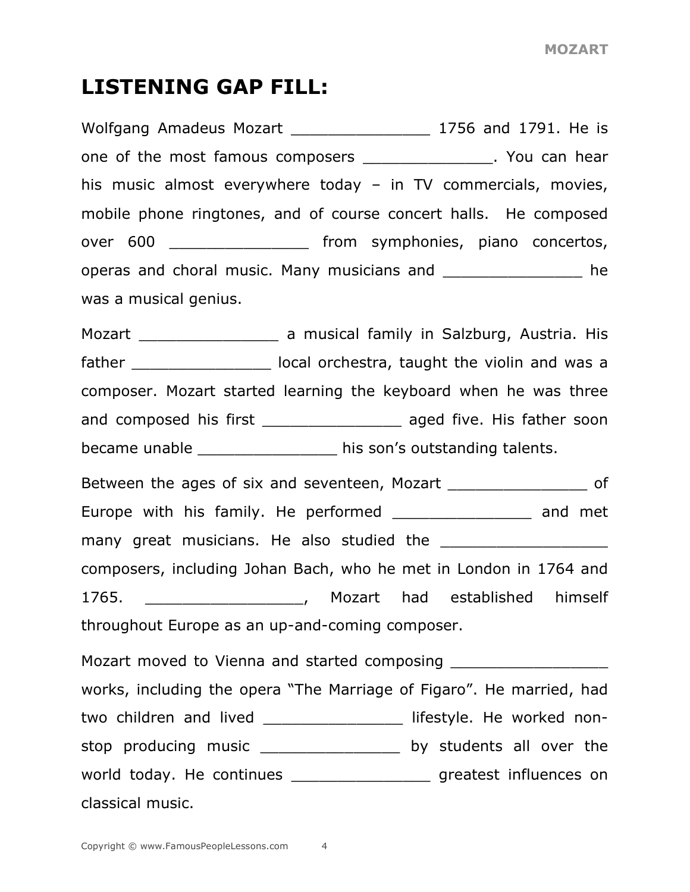## LISTENING GAP FILL:

Wolfgang Amadeus Mozart _______________ 1756 and 1791. He is one of the most famous composers ______________. You can hear his music almost everywhere today – in TV commercials, movies, mobile phone ringtones, and of course concert halls. He composed over 600 _______________ from symphonies, piano concertos, operas and choral music. Many musicians and _______________ he was a musical genius.

Mozart _______________ a musical family in Salzburg, Austria. His father _______________ local orchestra, taught the violin and was a composer. Mozart started learning the keyboard when he was three and composed his first _______________ aged five. His father soon became unable _______________ his son's outstanding talents.

Between the ages of six and seventeen, Mozart _______________ of Europe with his family. He performed _______________ and met many great musicians. He also studied the __________________ composers, including Johan Bach, who he met in London in 1764 and 1765. _________________, Mozart had established himself throughout Europe as an up-and-coming composer.

Mozart moved to Vienna and started composing _________________ works, including the opera "The Marriage of Figaro". He married, had two children and lived _______________ lifestyle. He worked non-stop producing music _______________ by students all over the world today. He continues _______________ greatest influences on classical music.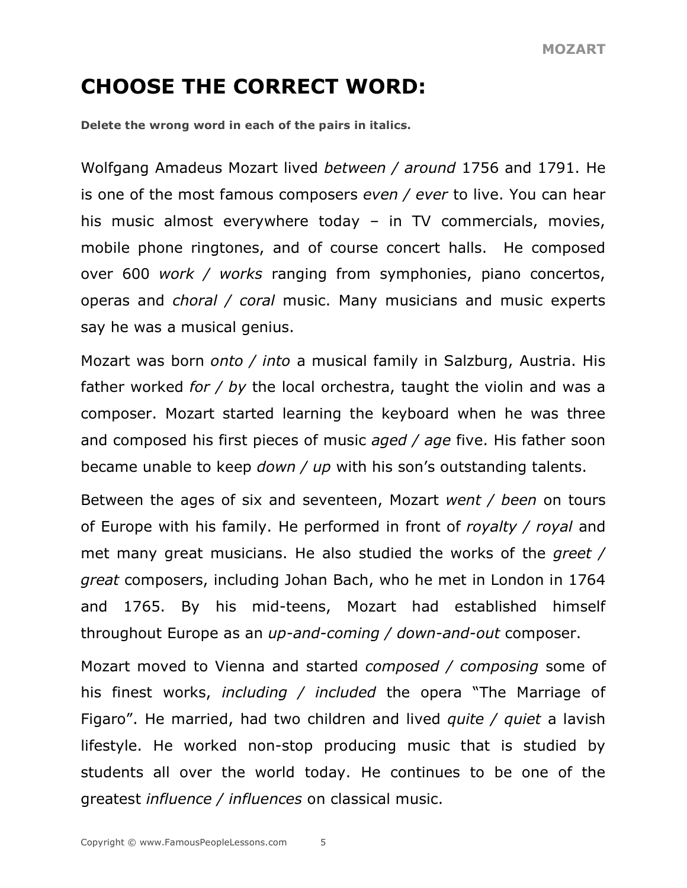# CHOOSE THE CORRECT WORD:

**Delete the wrong word in each of the pairs in italics.**

Wolfgang Amadeus Mozart lived *between / around* 1756 and 1791. He is one of the most famous composers *even / ever* to live. You can hear his music almost everywhere today – in TV commercials, movies, mobile phone ringtones, and of course concert halls. He composed over 600 *work / works* ranging from symphonies, piano concertos, operas and *choral / coral* music. Many musicians and music experts say he was a musical genius.

Mozart was born *onto / into* a musical family in Salzburg, Austria. His father worked *for / by* the local orchestra, taught the violin and was a composer. Mozart started learning the keyboard when he was three and composed his first pieces of music *aged / age* five. His father soon became unable to keep *down / up* with his son's outstanding talents.

Between the ages of six and seventeen, Mozart *went / been* on tours of Europe with his family. He performed in front of *royalty / royal* and met many great musicians. He also studied the works of the *greet / great* composers, including Johan Bach, who he met in London in 1764 and 1765. By his mid-teens, Mozart had established himself throughout Europe as an *up-and-coming / down-and-out* composer.

Mozart moved to Vienna and started *composed / composing* some of his finest works, *including / included* the opera "The Marriage of Figaro". He married, had two children and lived *quite / quiet* a lavish lifestyle. He worked non-stop producing music that is studied by students all over the world today. He continues to be one of the greatest *influence / influences* on classical music.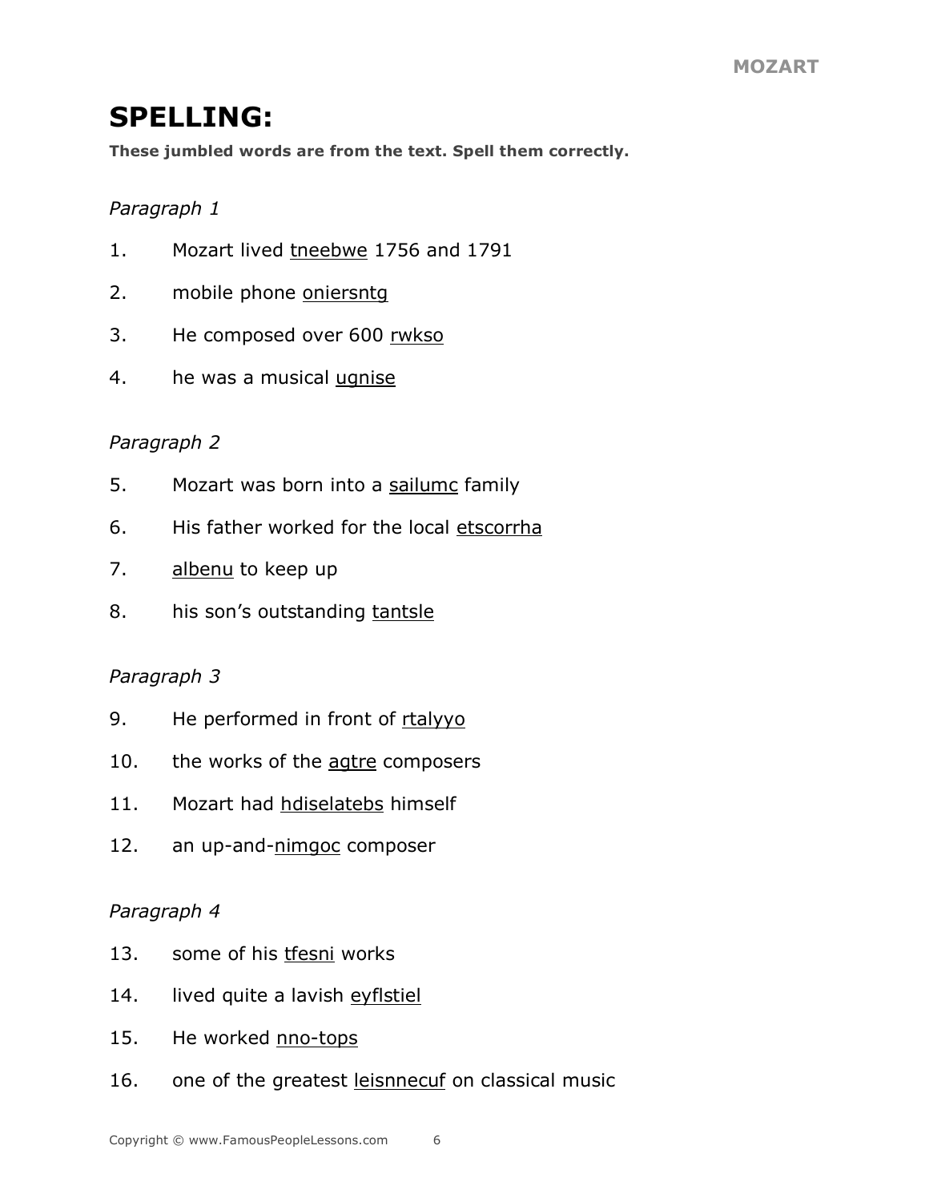# SPELLING:

**These jumbled words are from the text. Spell them correctly.**

*Paragraph 1*

1. Mozart lived <u>tneebwe</u> 1756 and 1791
2. mobile phone <u>oniersntg</u>
3. He composed over 600 <u>rwkso</u>
4. he was a musical <u>ugnise</u>

*Paragraph 2*

5. Mozart was born into a <u>sailumc</u> family
6. His father worked for the local <u>etscorrha</u>
7. <u>albenu</u> to keep up
8. his son's outstanding <u>tantsle</u>

*Paragraph 3*

9. He performed in front of <u>rtalyyo</u>
10. the works of the <u>agtre</u> composers
11. Mozart had <u>hdiselatebs</u> himself
12. an up-and-<u>nimgoc</u> composer

*Paragraph 4*

13. some of his <u>tfesni</u> works
14. lived quite a lavish <u>eyflstiel</u>
15. He worked <u>nno-tops</u>
16. one of the greatest <u>leisnnecuf</u> on classical music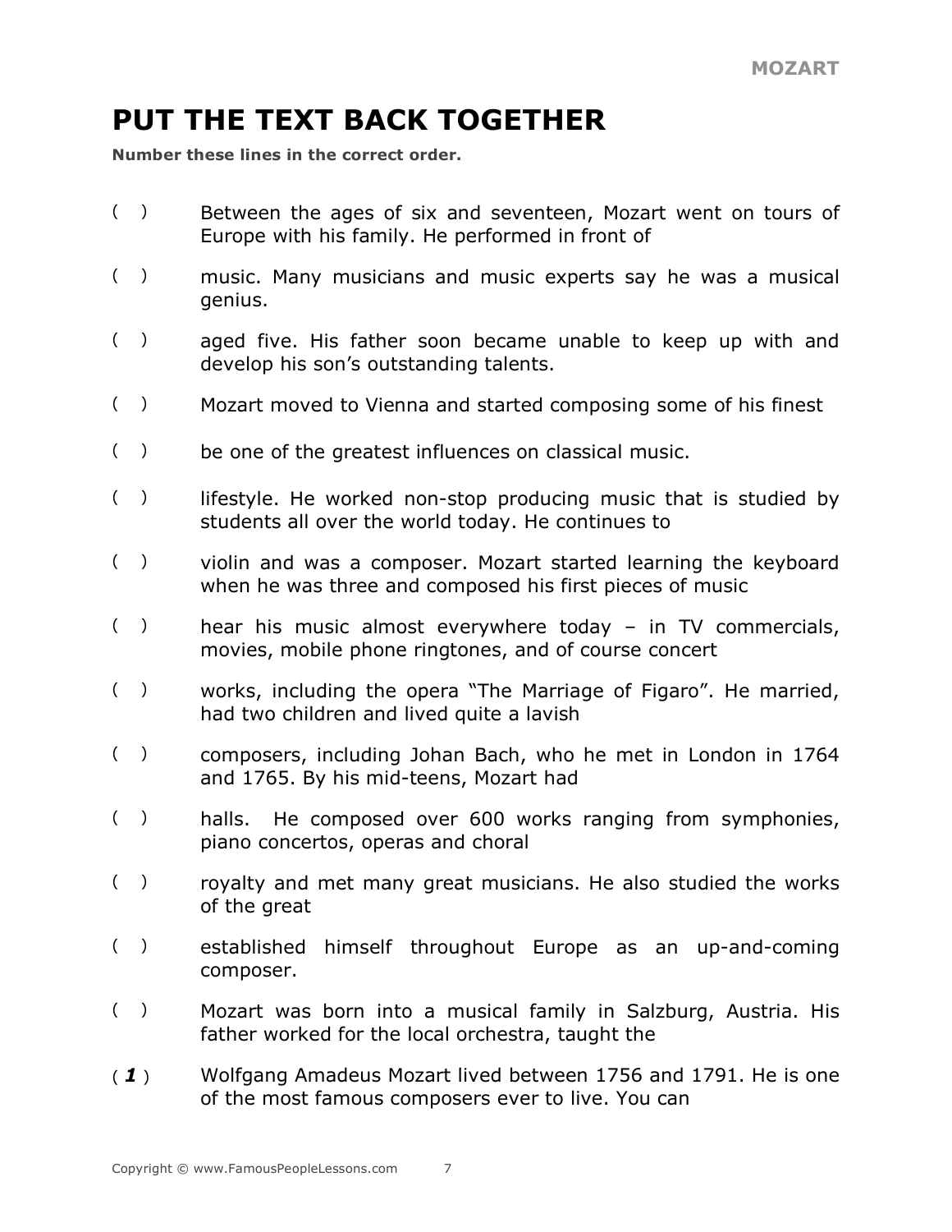## PUT THE TEXT BACK TOGETHER

**Number these lines in the correct order.**

( ) Between the ages of six and seventeen, Mozart went on tours of Europe with his family. He performed in front of

( ) music. Many musicians and music experts say he was a musical genius.

( ) aged five. His father soon became unable to keep up with and develop his son's outstanding talents.

( ) Mozart moved to Vienna and started composing some of his finest

( ) be one of the greatest influences on classical music.

( ) lifestyle. He worked non-stop producing music that is studied by students all over the world today. He continues to

( ) violin and was a composer. Mozart started learning the keyboard when he was three and composed his first pieces of music

( ) hear his music almost everywhere today – in TV commercials, movies, mobile phone ringtones, and of course concert

( ) works, including the opera "The Marriage of Figaro". He married, had two children and lived quite a lavish

( ) composers, including Johan Bach, who he met in London in 1764 and 1765. By his mid-teens, Mozart had

( ) halls. He composed over 600 works ranging from symphonies, piano concertos, operas and choral

( ) royalty and met many great musicians. He also studied the works of the great

( ) established himself throughout Europe as an up-and-coming composer.

( ) Mozart was born into a musical family in Salzburg, Austria. His father worked for the local orchestra, taught the

( ***1*** ) Wolfgang Amadeus Mozart lived between 1756 and 1791. He is one of the most famous composers ever to live. You can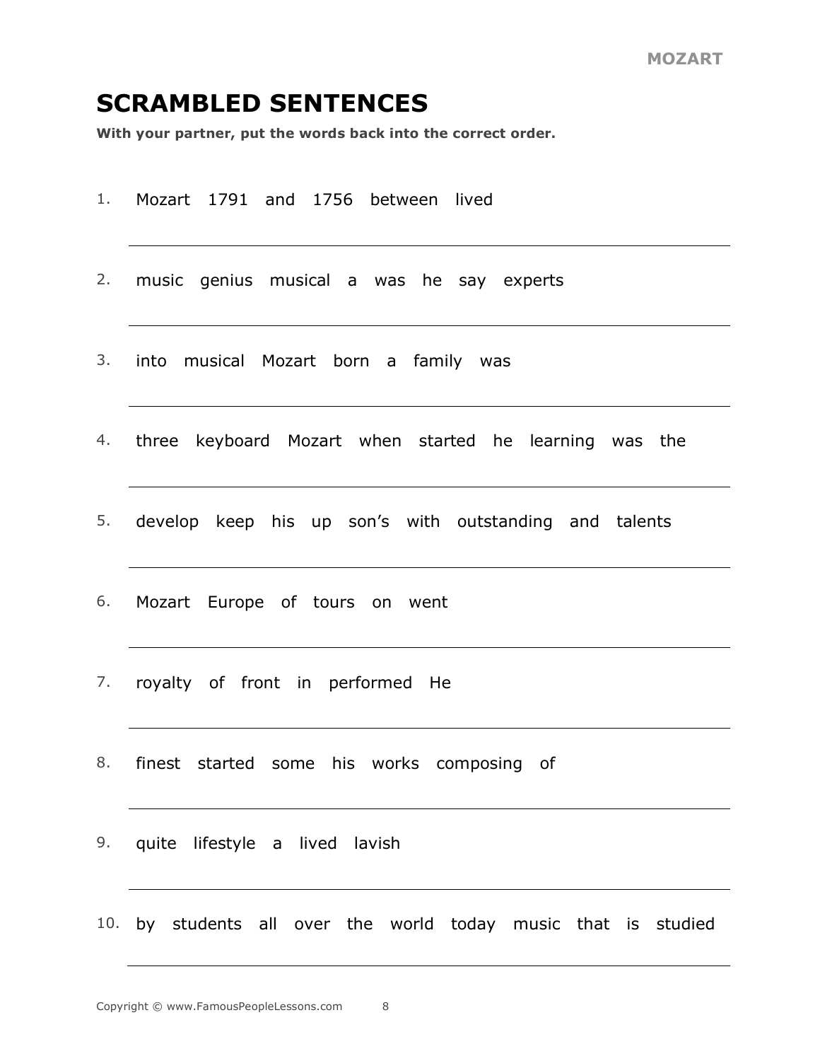## SCRAMBLED SENTENCES

**With your partner, put the words back into the correct order.**

1. Mozart 1791 and 1756 between lived

   ______________________________________________

2. music genius musical a was he say experts

   ______________________________________________

3. into musical Mozart born a family was

   ______________________________________________

4. three keyboard Mozart when started he learning was the

   ______________________________________________

5. develop keep his up son's with outstanding and talents

   ______________________________________________

6. Mozart Europe of tours on went

   ______________________________________________

7. royalty of front in performed He

   ______________________________________________

8. finest started some his works composing of

   ______________________________________________

9. quite lifestyle a lived lavish

   ______________________________________________

10. by students all over the world today music that is studied

    ______________________________________________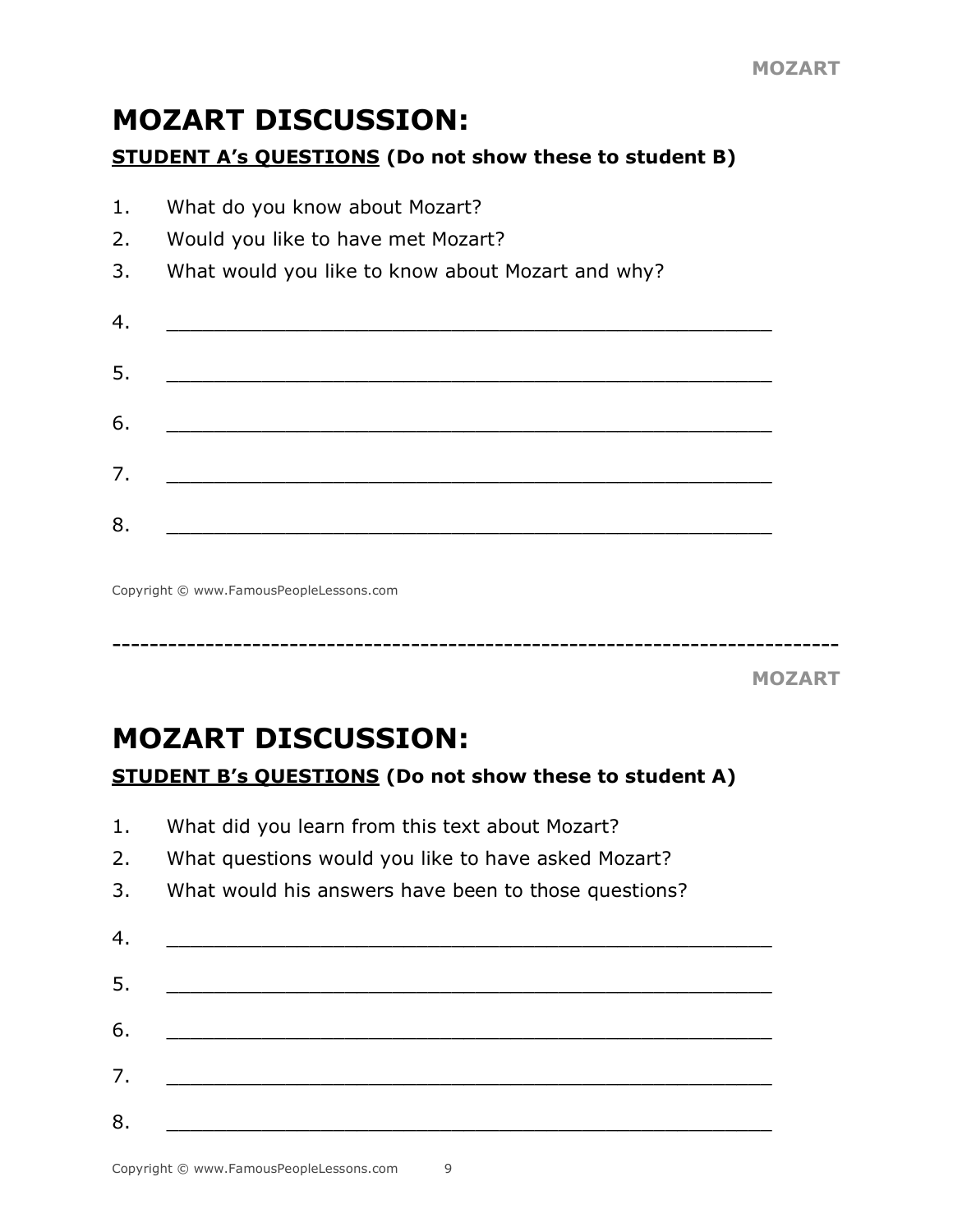# MOZART DISCUSSION:

**STUDENT A's QUESTIONS (Do not show these to student B)**

1. What do you know about Mozart?
2. Would you like to have met Mozart?
3. What would you like to know about Mozart and why?
4. ______________________________________________
5. ______________________________________________
6. ______________________________________________
7. ______________________________________________
8. ______________________________________________

Copyright © www.FamousPeopleLessons.com

---

# MOZART DISCUSSION:

**STUDENT B's QUESTIONS (Do not show these to student A)**

1. What did you learn from this text about Mozart?
2. What questions would you like to have asked Mozart?
3. What would his answers have been to those questions?
4. ______________________________________________
5. ______________________________________________
6. ______________________________________________
7. ______________________________________________
8. ______________________________________________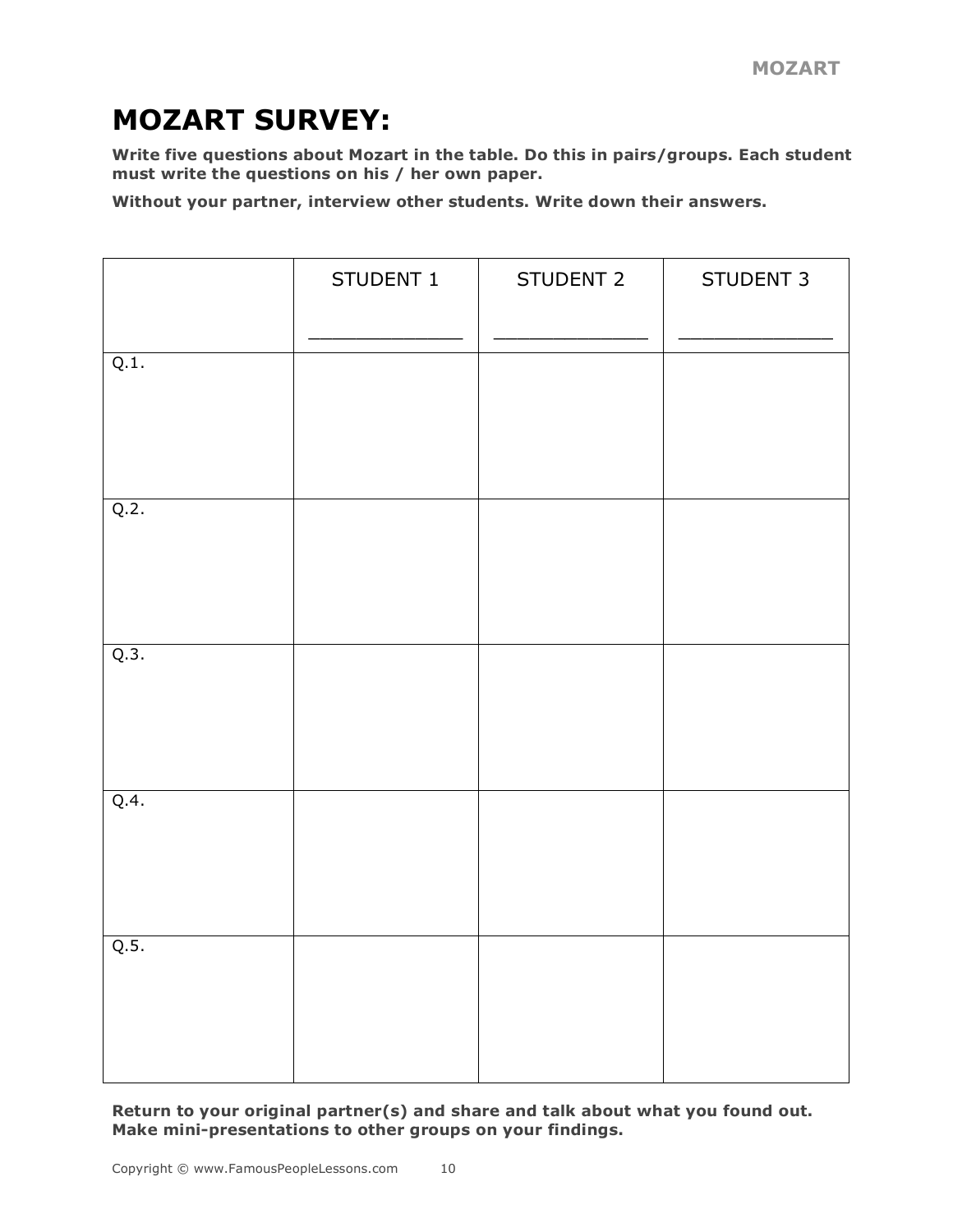# MOZART SURVEY:

**Write five questions about Mozart in the table. Do this in pairs/groups. Each student must write the questions on his / her own paper.**

**Without your partner, interview other students. Write down their answers.**

| | STUDENT 1<br>______________ | STUDENT 2<br>______________ | STUDENT 3<br>______________ |
|---|---|---|---|
| Q.1. | | | |
| Q.2. | | | |
| Q.3. | | | |
| Q.4. | | | |
| Q.5. | | | |

**Return to your original partner(s) and share and talk about what you found out. Make mini-presentations to other groups on your findings.**

Copyright © www.FamousPeopleLessons.com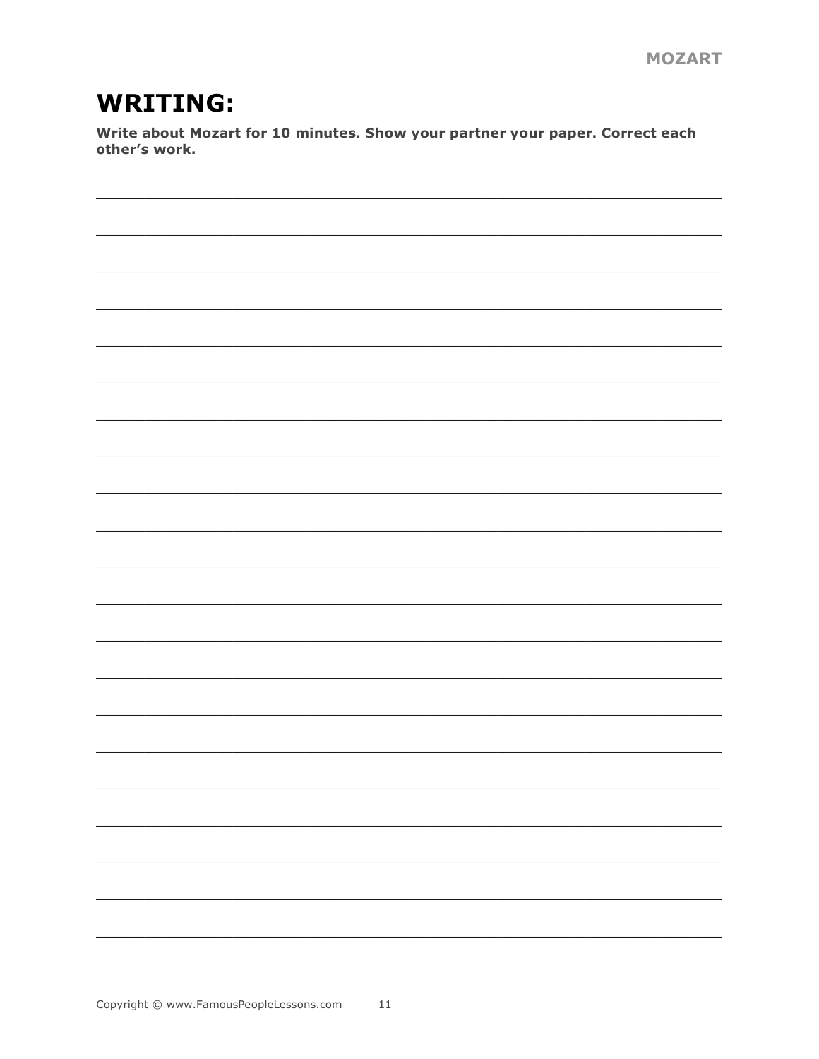# WRITING:

**Write about Mozart for 10 minutes. Show your partner your paper. Correct each other's work.**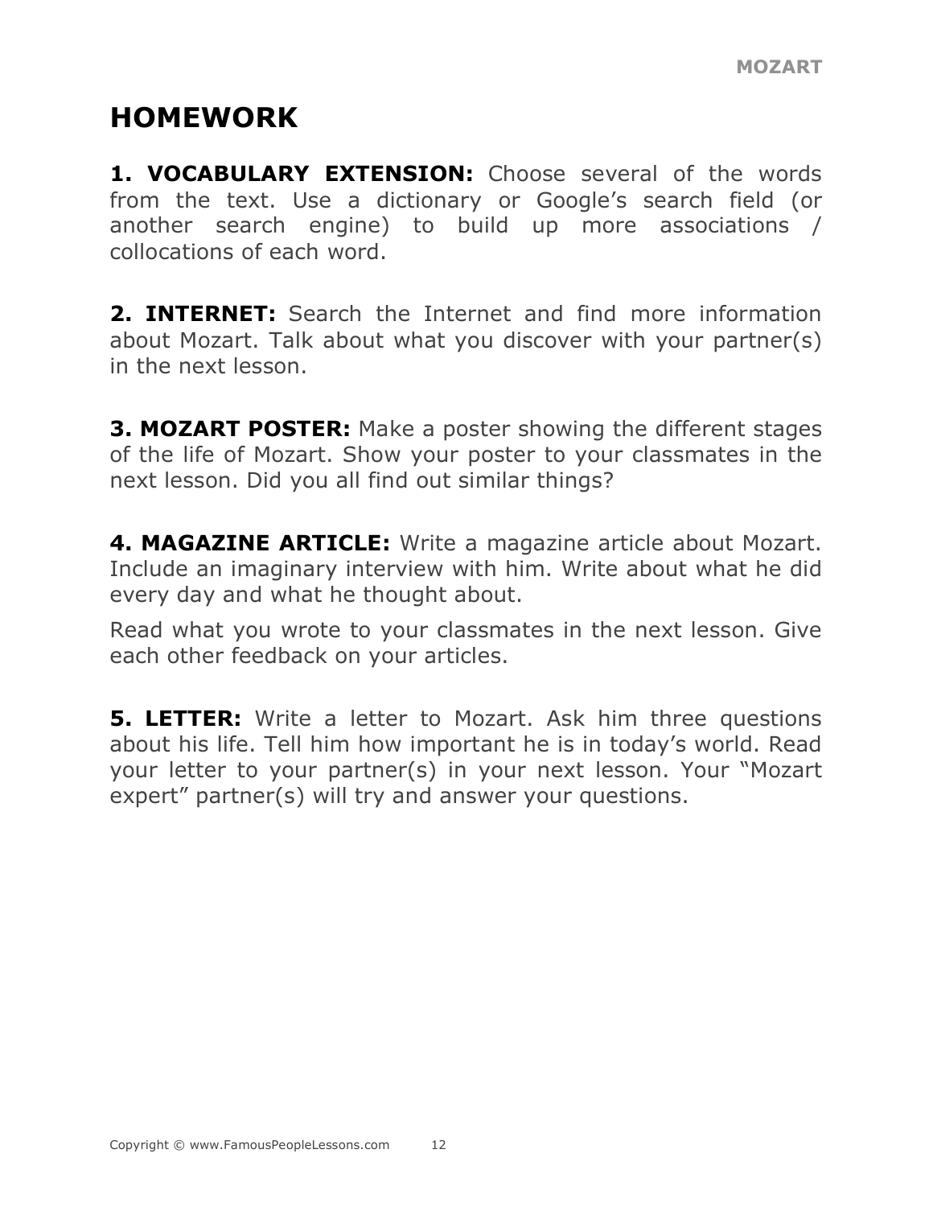## HOMEWORK

**1. VOCABULARY EXTENSION:** Choose several of the words from the text. Use a dictionary or Google's search field (or another search engine) to build up more associations / collocations of each word.

**2. INTERNET:** Search the Internet and find more information about Mozart. Talk about what you discover with your partner(s) in the next lesson.

**3. MOZART POSTER:** Make a poster showing the different stages of the life of Mozart. Show your poster to your classmates in the next lesson. Did you all find out similar things?

**4. MAGAZINE ARTICLE:** Write a magazine article about Mozart. Include an imaginary interview with him. Write about what he did every day and what he thought about.

Read what you wrote to your classmates in the next lesson. Give each other feedback on your articles.

**5. LETTER:** Write a letter to Mozart. Ask him three questions about his life. Tell him how important he is in today's world. Read your letter to your partner(s) in your next lesson. Your "Mozart expert" partner(s) will try and answer your questions.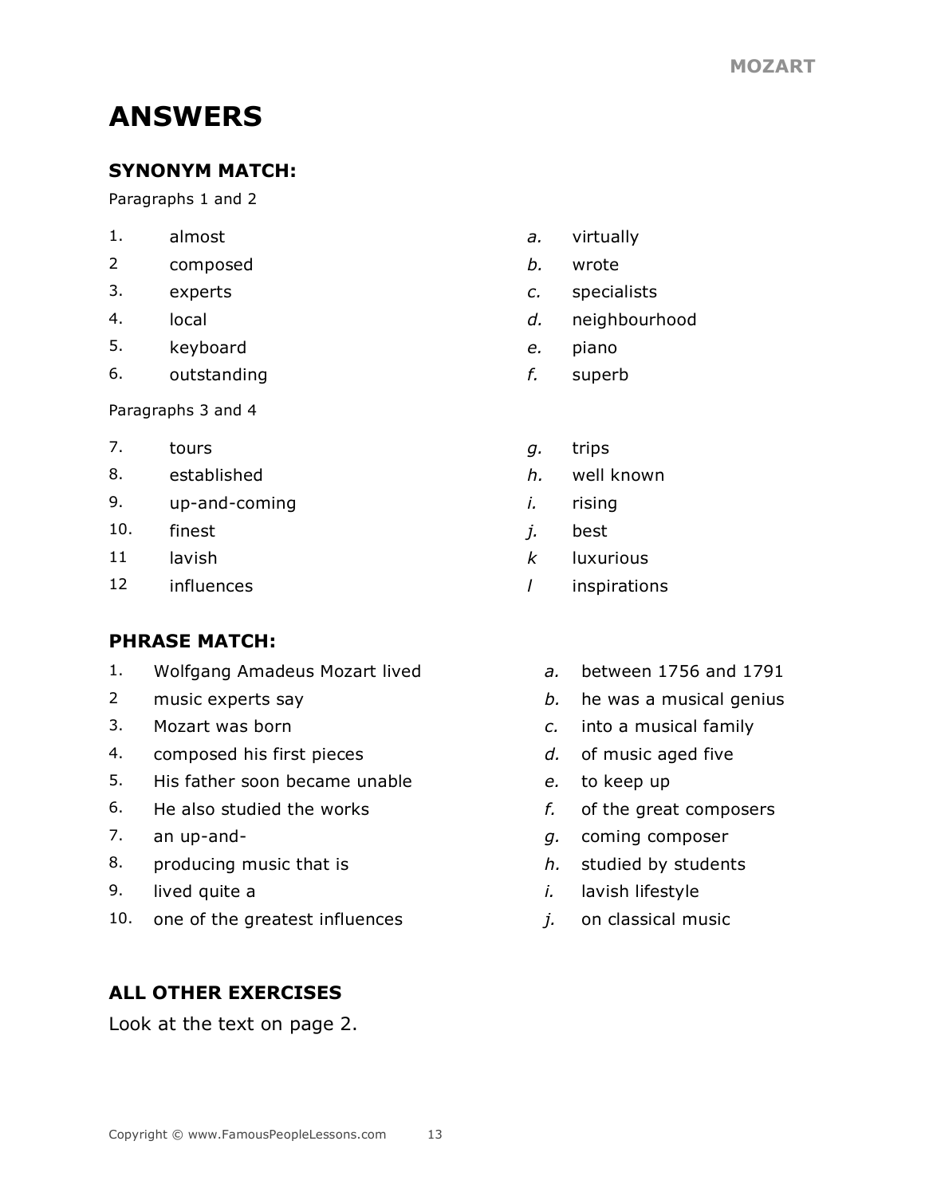# ANSWERS

## SYNONYM MATCH:

Paragraphs 1 and 2

| | | | |
|---|---|---|---|
| 1. | almost | *a.* | virtually |
| 2 | composed | *b.* | wrote |
| 3. | experts | *c.* | specialists |
| 4. | local | *d.* | neighbourhood |
| 5. | keyboard | *e.* | piano |
| 6. | outstanding | *f.* | superb |

Paragraphs 3 and 4

| | | | |
|---|---|---|---|
| 7. | tours | *g.* | trips |
| 8. | established | *h.* | well known |
| 9. | up-and-coming | *i.* | rising |
| 10. | finest | *j.* | best |
| 11 | lavish | *k* | luxurious |
| 12 | influences | *l* | inspirations |

## PHRASE MATCH:

| | | | |
|---|---|---|---|
| 1. | Wolfgang Amadeus Mozart lived | *a.* | between 1756 and 1791 |
| 2 | music experts say | *b.* | he was a musical genius |
| 3. | Mozart was born | *c.* | into a musical family |
| 4. | composed his first pieces | *d.* | of music aged five |
| 5. | His father soon became unable | *e.* | to keep up |
| 6. | He also studied the works | *f.* | of the great composers |
| 7. | an up-and- | *g.* | coming composer |
| 8. | producing music that is | *h.* | studied by students |
| 9. | lived quite a | *i.* | lavish lifestyle |
| 10. | one of the greatest influences | *j.* | on classical music |

## ALL OTHER EXERCISES

Look at the text on page 2.